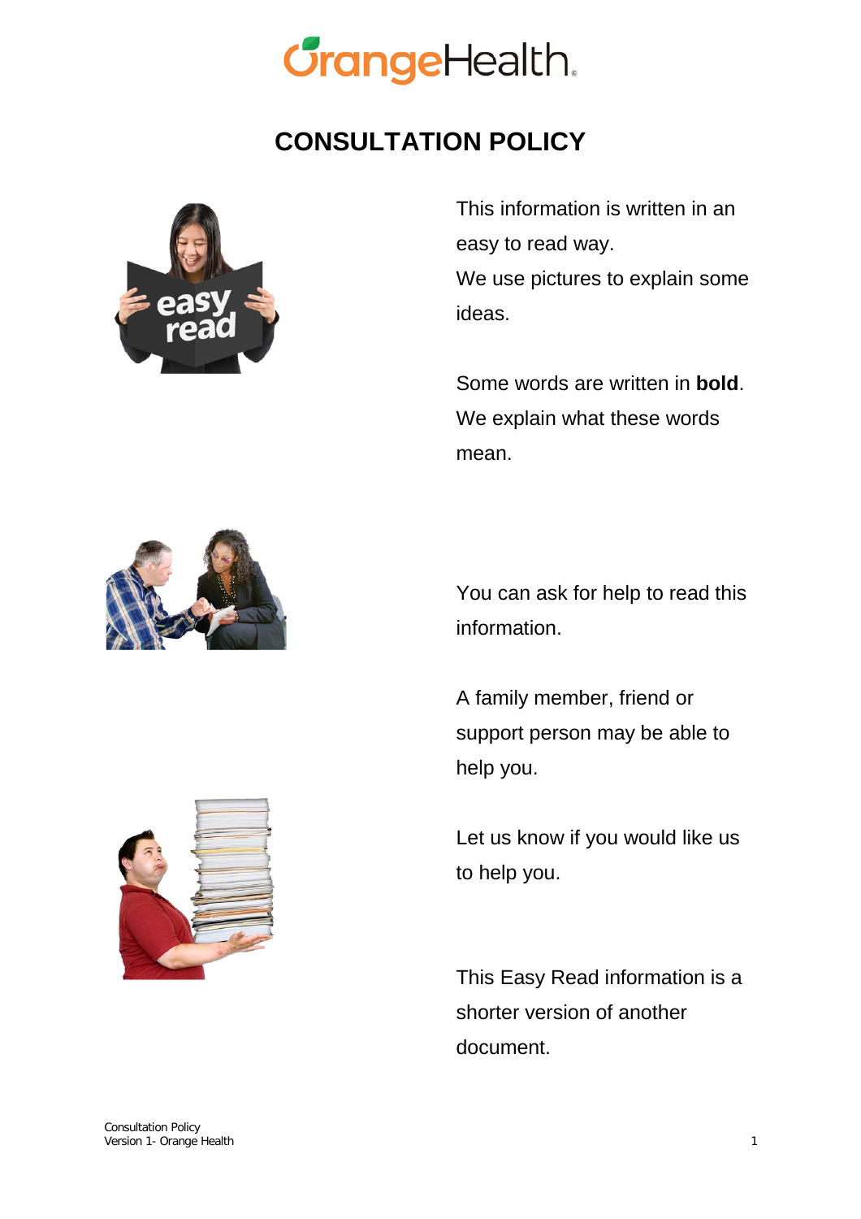OrangeHealth

# CONSULTATION POLICY

This information is written in an easy to read way.
We use pictures to explain some ideas.

Some words are written in **bold**. We explain what these words mean.

You can ask for help to read this information.

A family member, friend or support person may be able to help you.

Let us know if you would like us to help you.

This Easy Read information is a shorter version of another document.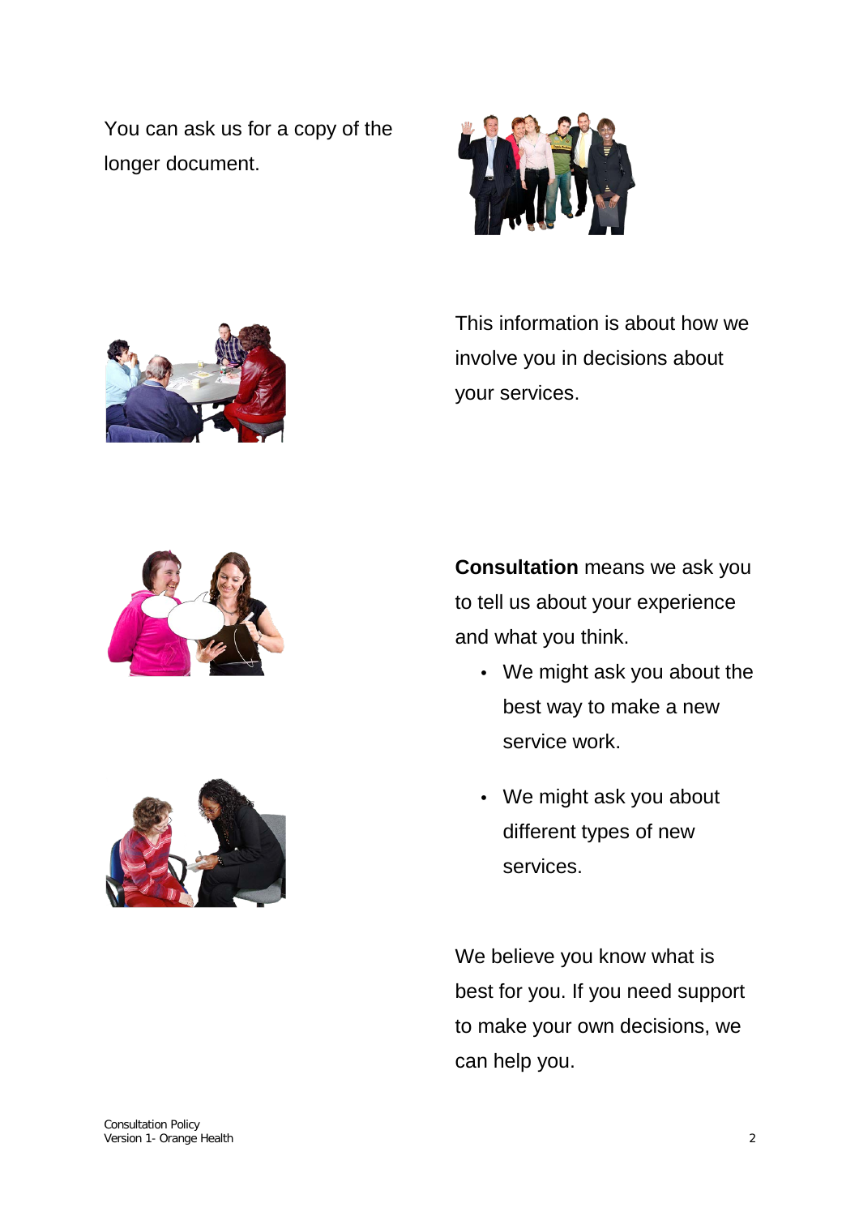You can ask us for a copy of the longer document.

This information is about how we involve you in decisions about your services.

**Consultation** means we ask you to tell us about your experience and what you think.

- We might ask you about the best way to make a new service work.
- We might ask you about different types of new services.

We believe you know what is best for you. If you need support to make your own decisions, we can help you.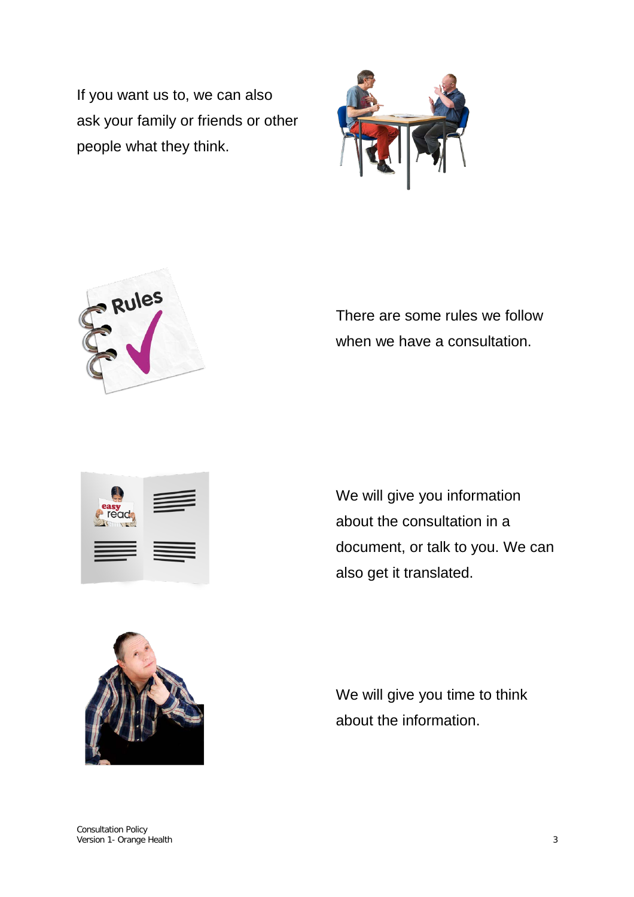If you want us to, we can also ask your family or friends or other people what they think.

There are some rules we follow when we have a consultation.

We will give you information about the consultation in a document, or talk to you. We can also get it translated.

We will give you time to think about the information.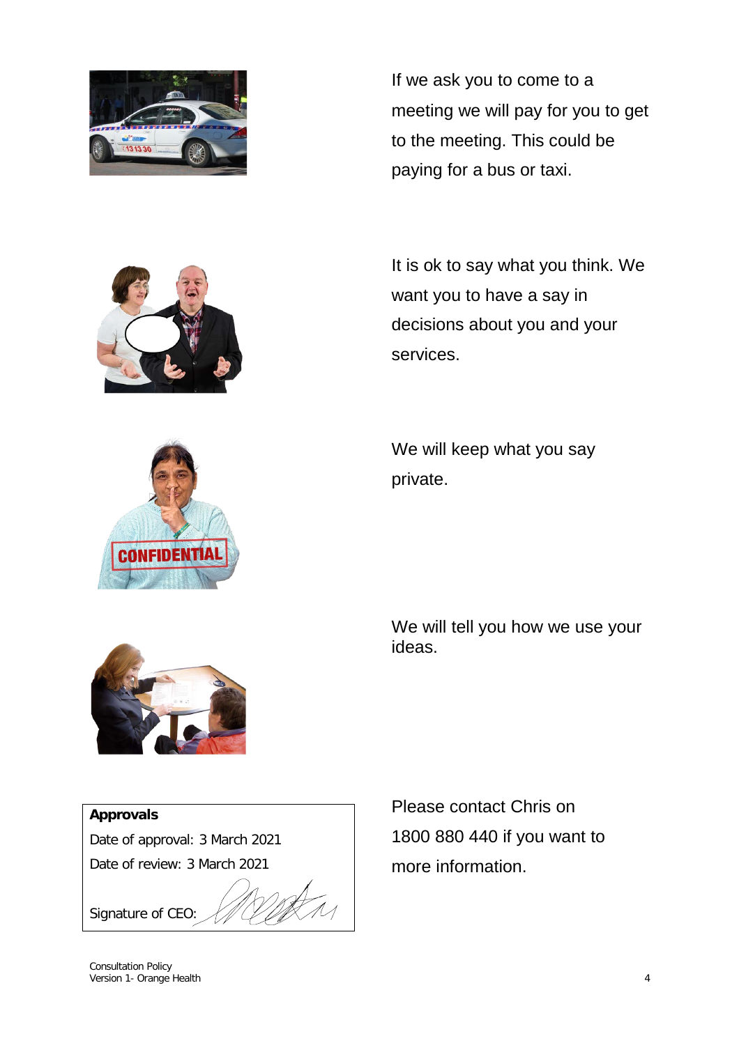If we ask you to come to a meeting we will pay for you to get to the meeting. This could be paying for a bus or taxi.

It is ok to say what you think. We want you to have a say in decisions about you and your services.

We will keep what you say private.

We will tell you how we use your ideas.

**Approvals**

Date of approval: 3 March 2021

Date of review: 3 March 2021

Signature of CEO:

Please contact Chris on 1800 880 440 if you want to more information.